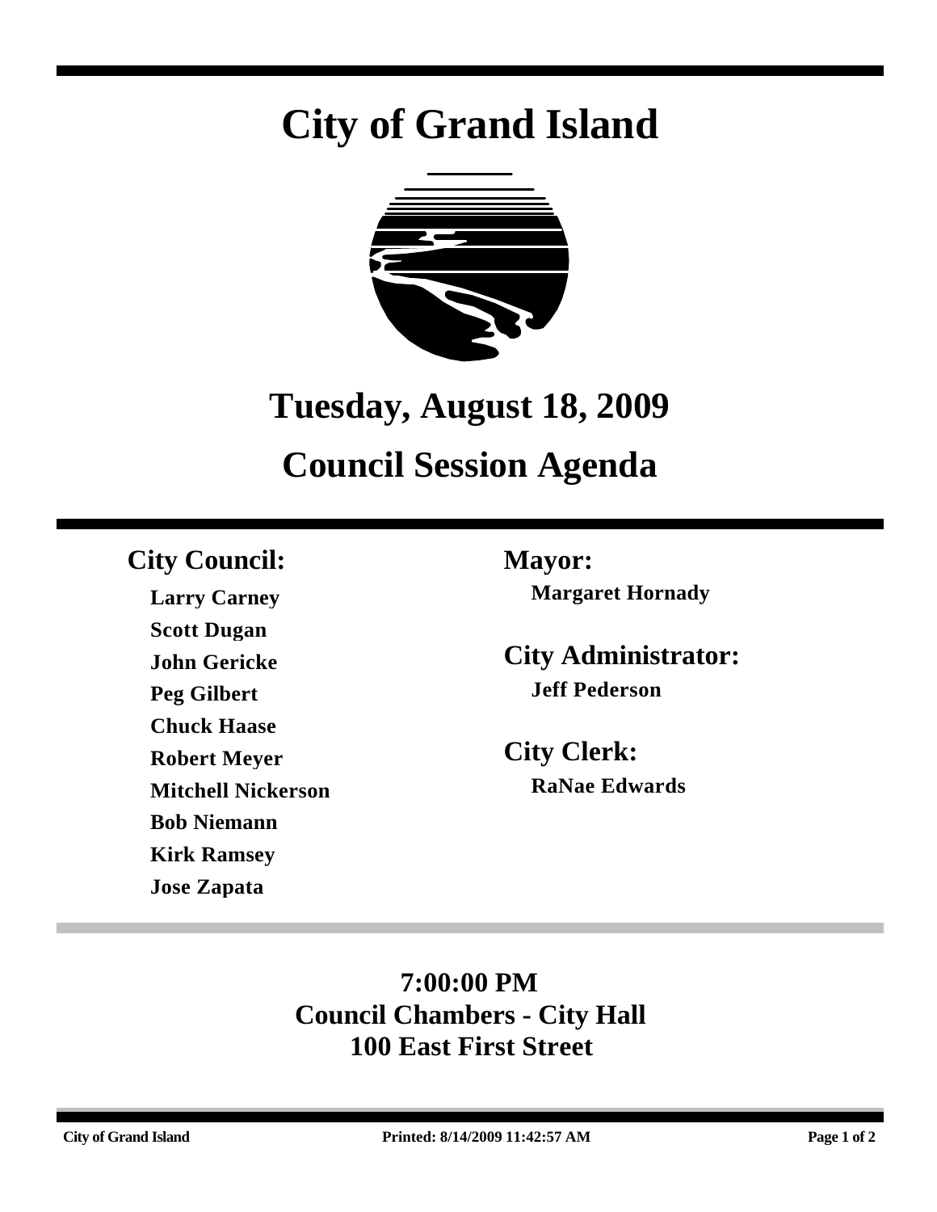# City of Grand Island

## Tuesday, August 18, 2009

## Council Session Agenda

### City Council:

**Larry Carney**
**Scott Dugan**
**John Gericke**
**Peg Gilbert**
**Chuck Haase**
**Robert Meyer**
**Mitchell Nickerson**
**Bob Niemann**
**Kirk Ramsey**
**Jose Zapata**

### Mayor:

**Margaret Hornady**

### City Administrator:

**Jeff Pederson**

### City Clerk:

**RaNae Edwards**

**7:00:00 PM**
**Council Chambers - City Hall**
**100 East First Street**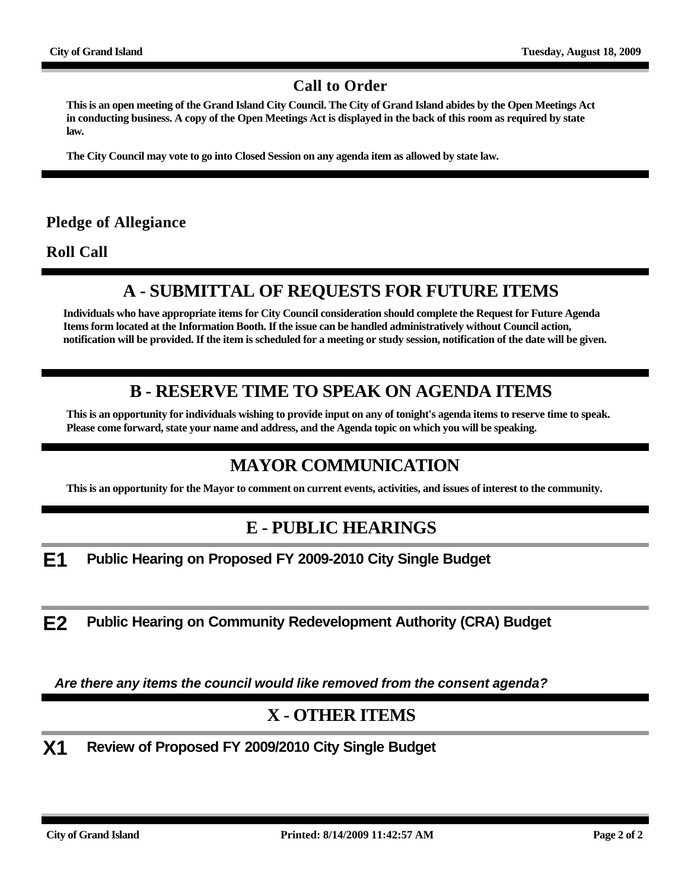## Call to Order

**This is an open meeting of the Grand Island City Council. The City of Grand Island abides by the Open Meetings Act in conducting business. A copy of the Open Meetings Act is displayed in the back of this room as required by state law.**

**The City Council may vote to go into Closed Session on any agenda item as allowed by state law.**

### Pledge of Allegiance

### Roll Call

# A - SUBMITTAL OF REQUESTS FOR FUTURE ITEMS

**Individuals who have appropriate items for City Council consideration should complete the Request for Future Agenda Items form located at the Information Booth. If the issue can be handled administratively without Council action, notification will be provided. If the item is scheduled for a meeting or study session, notification of the date will be given.**

# B - RESERVE TIME TO SPEAK ON AGENDA ITEMS

**This is an opportunity for individuals wishing to provide input on any of tonight's agenda items to reserve time to speak. Please come forward, state your name and address, and the Agenda topic on which you will be speaking.**

# MAYOR COMMUNICATION

**This is an opportunity for the Mayor to comment on current events, activities, and issues of interest to the community.**

# E - PUBLIC HEARINGS

**E1** **Public Hearing on Proposed FY 2009-2010 City Single Budget**

**E2** **Public Hearing on Community Redevelopment Authority (CRA) Budget**

***Are there any items the council would like removed from the consent agenda?***

# X - OTHER ITEMS

**X1** **Review of Proposed FY 2009/2010 City Single Budget**